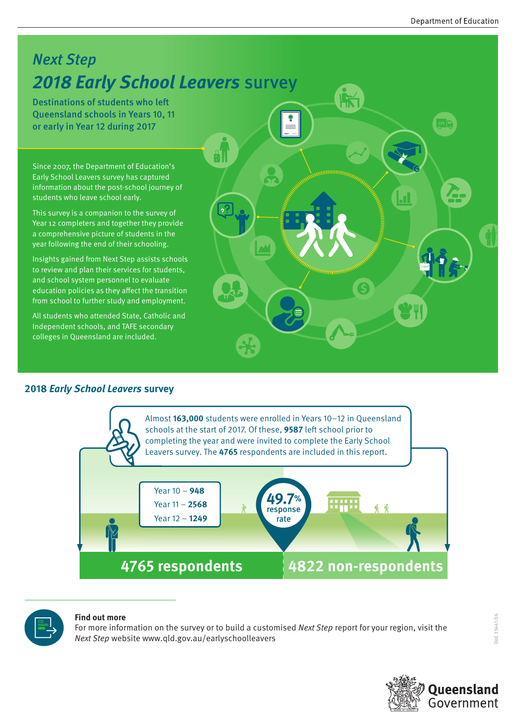# *Next Step*

# *2018 Early School Leavers* survey

**Destinations of students who left Queensland schools in Years 10, 11 or early in Year 12 during 2017**

Since 2007, the Department of Education's Early School Leavers survey has captured information about the post-school journey of students who leave school early.

This survey is a companion to the survey of Year 12 completers and together they provide a comprehensive picture of students in the year following the end of their schooling.

Insights gained from Next Step assists schools to review and plan their services for students, and school system personnel to evaluate education policies as they affect the transition from school to further study and employment.

All students who attended State, Catholic and Independent schools, and TAFE secondary colleges in Queensland are included.

## 2018 *Early School Leavers* survey

Almost **163,000** students were enrolled in Years 10–12 in Queensland schools at the start of 2017. Of these, **9587** left school prior to completing the year and were invited to complete the Early School Leavers survey. The **4765** respondents are included in this report.

- Year 10 – **948**
- Year 11 – **2568**
- Year 12 – **1249**

**49.7%** response rate

**4765 respondents**

**4822 non-respondents**

**Find out more**

For more information on the survey or to build a customised *Next Step* report for your region, visit the *Next Step* website www.qld.gov.au/earlyschoolleavers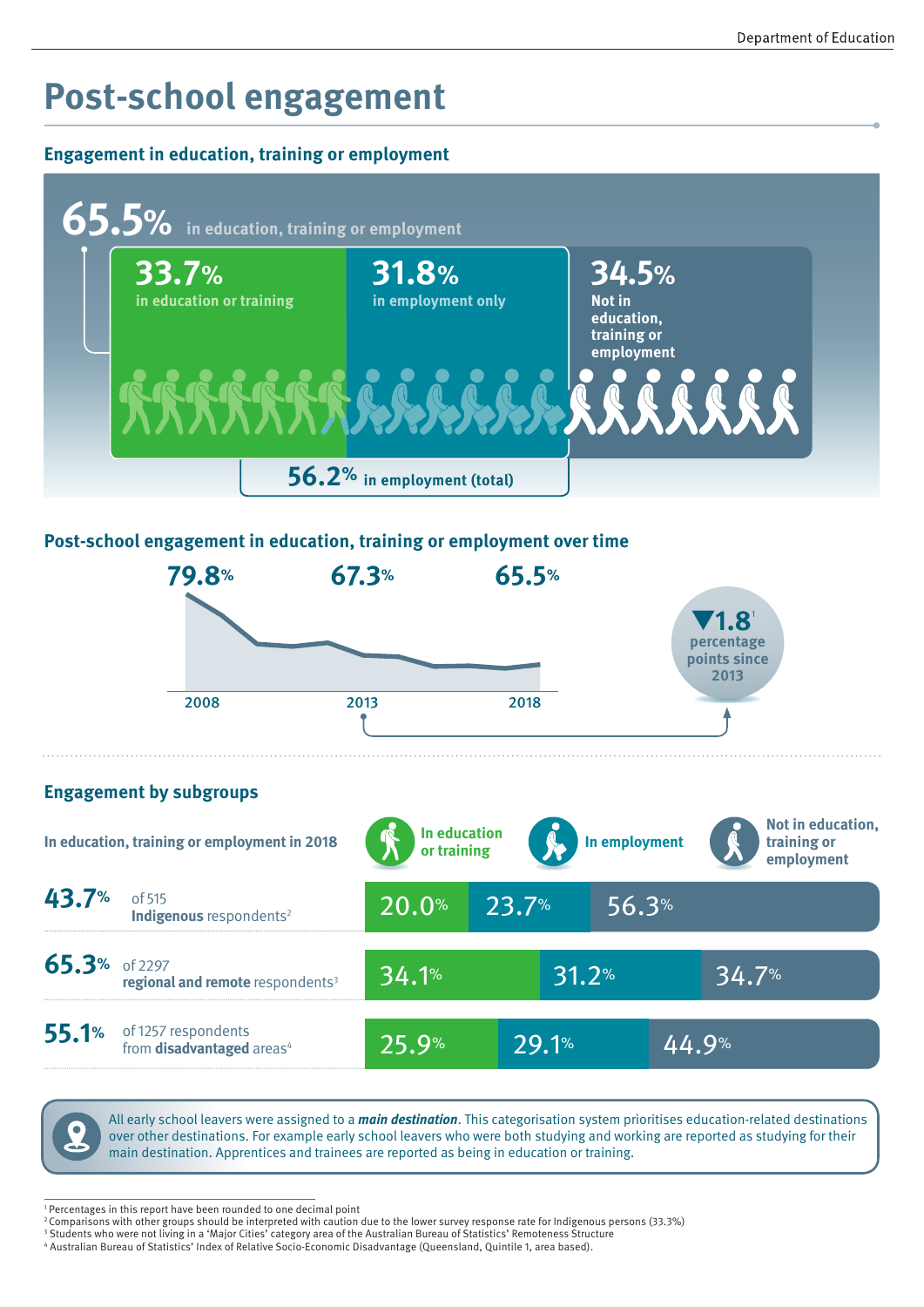# Post-school engagement

## Engagement in education, training or employment

**65.5%** in education, training or employment

- **33.7%** in education or training
- **31.8%** in employment only
- **34.5%** Not in education, training or employment

**56.2%** in employment (total)

## Post-school engagement in education, training or employment over time

| 2008 | 2013 | 2018 |
|---|---|---|
| 79.8% | 67.3% | 65.5% |

▼**1.8**[1] percentage points since 2013

## Engagement by subgroups

| In education, training or employment in 2018 | | In education or training | In employment | Not in education, training or employment |
|---|---|---|---|---|
| **43.7%** | of 515 **Indigenous** respondents[2] | 20.0% | 23.7% | 56.3% |
| **65.3%** | of 2297 **regional and remote** respondents[3] | 34.1% | 31.2% | 34.7% |
| **55.1%** | of 1257 respondents from **disadvantaged** areas[4] | 25.9% | 29.1% | 44.9% |

All early school leavers were assigned to a ***main destination***. This categorisation system prioritises education-related destinations over other destinations. For example early school leavers who were both studying and working are reported as studying for their main destination. Apprentices and trainees are reported as being in education or training.

[1] Percentages in this report have been rounded to one decimal point
[2] Comparisons with other groups should be interpreted with caution due to the lower survey response rate for Indigenous persons (33.3%)
[3] Students who were not living in a 'Major Cities' category area of the Australian Bureau of Statistics' Remoteness Structure
[4] Australian Bureau of Statistics' Index of Relative Socio-Economic Disadvantage (Queensland, Quintile 1, area based).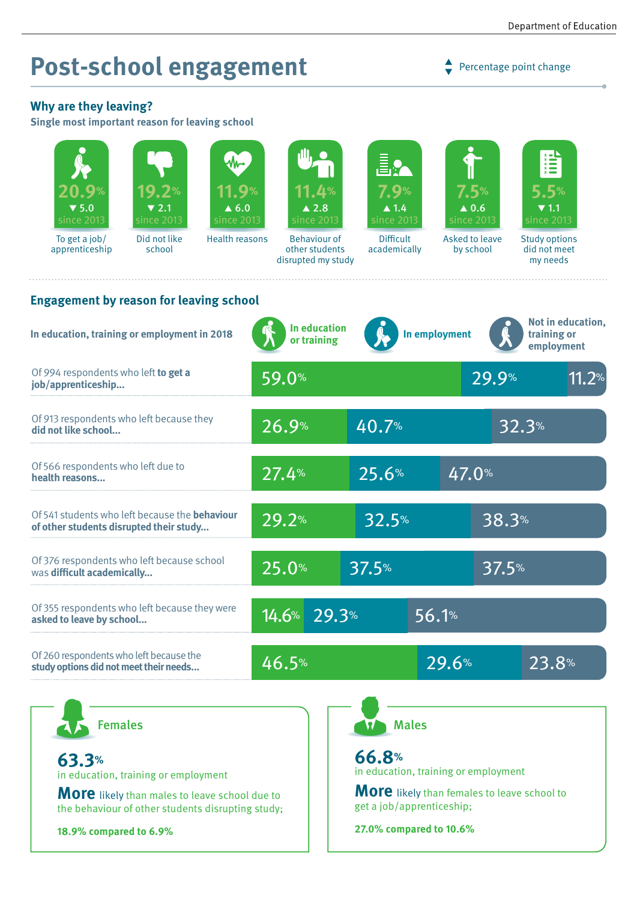# Post-school engagement

▲▼ Percentage point change

## Why are they leaving?

### Single most important reason for leaving school

| Reason | Percentage | Change since 2013 |
|---|---|---|
| To get a job/apprenticeship | 20.9% | ▼ 5.0 |
| Did not like school | 19.2% | ▼ 2.1 |
| Health reasons | 11.9% | ▲ 6.0 |
| Behaviour of other students disrupted my study | 11.4% | ▲ 2.8 |
| Difficult academically | 7.9% | ▲ 1.4 |
| Asked to leave by school | 7.5% | ▲ 0.6 |
| Study options did not meet my needs | 5.5% | ▼ 1.1 |

## Engagement by reason for leaving school

| In education, training or employment in 2018 | In education or training | In employment | Not in education, training or employment |
|---|---|---|---|
| Of 994 respondents who left **to get a job/apprenticeship...** | 59.0% | 29.9% | 11.2% |
| Of 913 respondents who left because they **did not like school...** | 26.9% | 40.7% | 32.3% |
| Of 566 respondents who left due to **health reasons...** | 27.4% | 25.6% | 47.0% |
| Of 541 students who left because the **behaviour of other students disrupted their study...** | 29.2% | 32.5% | 38.3% |
| Of 376 respondents who left because school was **difficult academically...** | 25.0% | 37.5% | 37.5% |
| Of 355 respondents who left because they were **asked to leave by school...** | 14.6% | 29.3% | 56.1% |
| Of 260 respondents who left because the **study options did not meet their needs...** | 46.5% | 29.6% | 23.8% |

### Females

**63.3%**
in education, training or employment

**More** likely than males to leave school due to the behaviour of other students disrupting study;

**18.9% compared to 6.9%**

### Males

**66.8%**
in education, training or employment

**More** likely than females to leave school to get a job/apprenticeship;

**27.0% compared to 10.6%**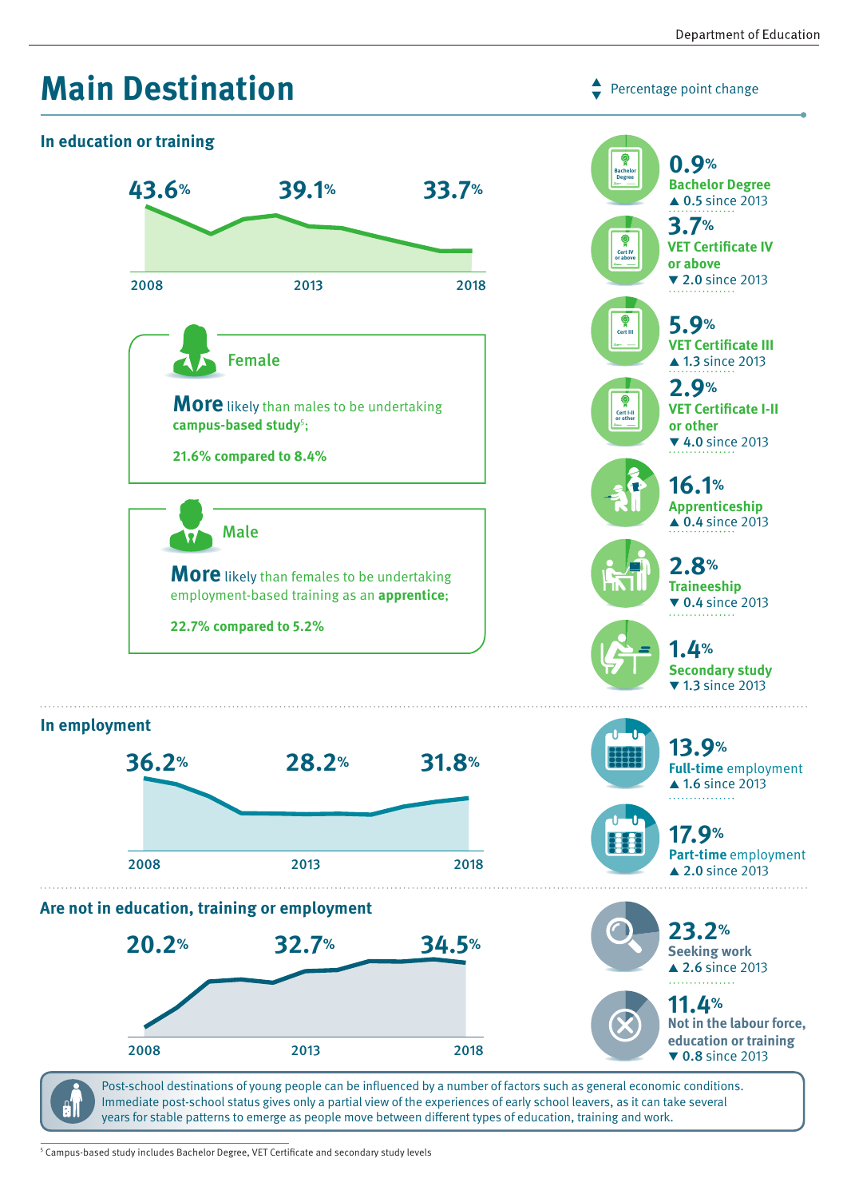# Main Destination

▲▼ Percentage point change

## In education or training

| 2008 | 2013 | 2018 |
|---|---|---|
| 43.6% | 39.1% | 33.7% |

**Female**

**More** likely than males to be undertaking **campus-based study**[5];

**21.6% compared to 8.4%**

**Male**

**More** likely than females to be undertaking employment-based training as an **apprentice**;

**22.7% compared to 5.2%**

- **0.9%** Bachelor Degree ▲ 0.5 since 2013
- **3.7%** VET Certificate IV or above ▼ 2.0 since 2013
- **5.9%** VET Certificate III ▲ 1.3 since 2013
- **2.9%** VET Certificate I-II or other ▼ 4.0 since 2013
- **16.1%** Apprenticeship ▲ 0.4 since 2013
- **2.8%** Traineeship ▼ 0.4 since 2013
- **1.4%** Secondary study ▼ 1.3 since 2013

## In employment

| 2008 | 2013 | 2018 |
|---|---|---|
| 36.2% | 28.2% | 31.8% |

- **13.9%** Full-time employment ▲ 1.6 since 2013
- **17.9%** Part-time employment ▲ 2.0 since 2013

## Are not in education, training or employment

| 2008 | 2013 | 2018 |
|---|---|---|
| 20.2% | 32.7% | 34.5% |

- **23.2%** Seeking work ▲ 2.6 since 2013
- **11.4%** Not in the labour force, education or training ▼ 0.8 since 2013

Post-school destinations of young people can be influenced by a number of factors such as general economic conditions. Immediate post-school status gives only a partial view of the experiences of early school leavers, as it can take several years for stable patterns to emerge as people move between different types of education, training and work.

[5] Campus-based study includes Bachelor Degree, VET Certificate and secondary study levels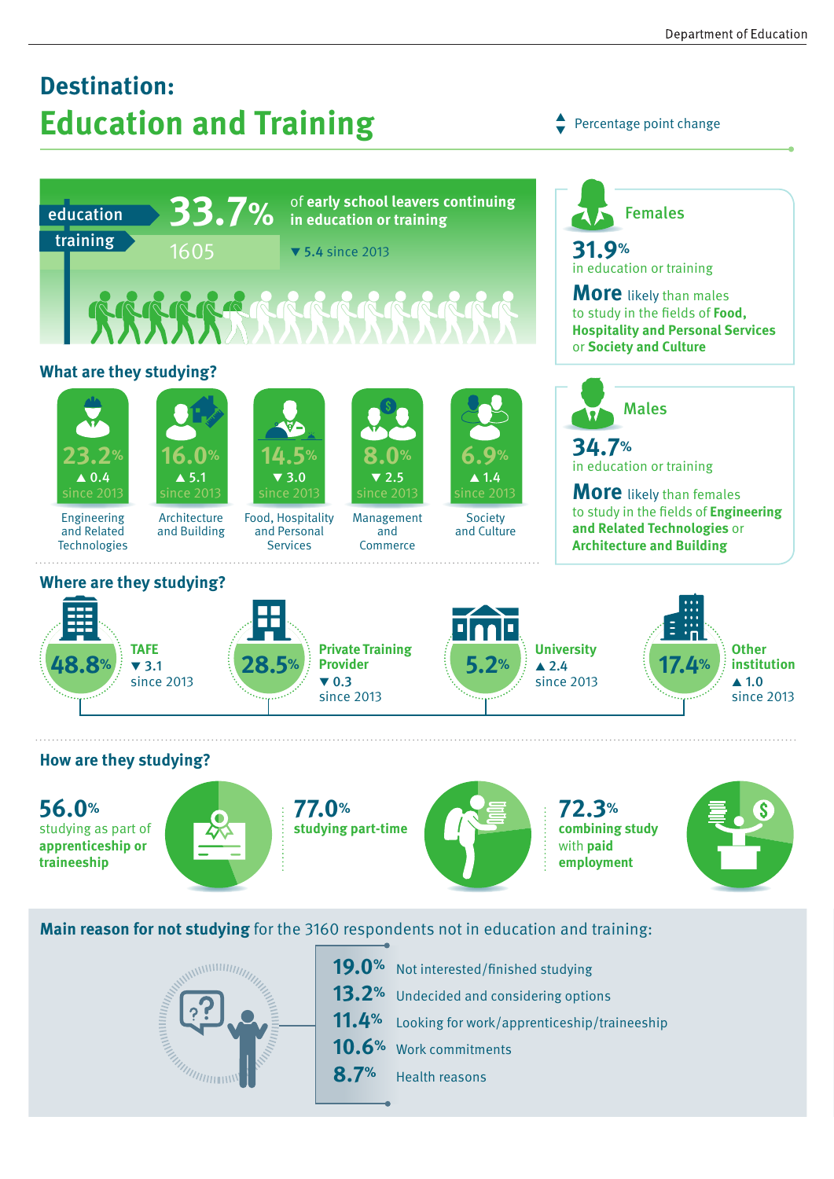# Destination:
# Education and Training

▲▼ Percentage point change

education / training

**33.7%** of **early school leavers continuing in education or training**

1605

▼ 5.4 since 2013

## Females

**31.9%** in education or training

**More** likely than males to study in the fields of **Food, Hospitality and Personal Services** or **Society and Culture**

## Males

**34.7%** in education or training

**More** likely than females to study in the fields of **Engineering and Related Technologies** or **Architecture and Building**

## What are they studying?

| Field | % | Change since 2013 |
|---|---|---|
| Engineering and Related Technologies | 23.2% | ▲ 0.4 |
| Architecture and Building | 16.0% | ▲ 5.1 |
| Food, Hospitality and Personal Services | 14.5% | ▼ 3.0 |
| Management and Commerce | 8.0% | ▼ 2.5 |
| Society and Culture | 6.9% | ▲ 1.4 |

## Where are they studying?

| Institution | % | Change since 2013 |
|---|---|---|
| TAFE | 48.8% | ▼ 3.1 |
| Private Training Provider | 28.5% | ▼ 0.3 |
| University | 5.2% | ▲ 2.4 |
| Other institution | 17.4% | ▲ 1.0 |

## How are they studying?

**56.0%** studying as part of **apprenticeship or traineeship**

**77.0%** **studying part-time**

**72.3%** **combining study** with **paid employment**

## Main reason for not studying for the 3160 respondents not in education and training:

- **19.0%** Not interested/finished studying
- **13.2%** Undecided and considering options
- **11.4%** Looking for work/apprenticeship/traineeship
- **10.6%** Work commitments
- **8.7%** Health reasons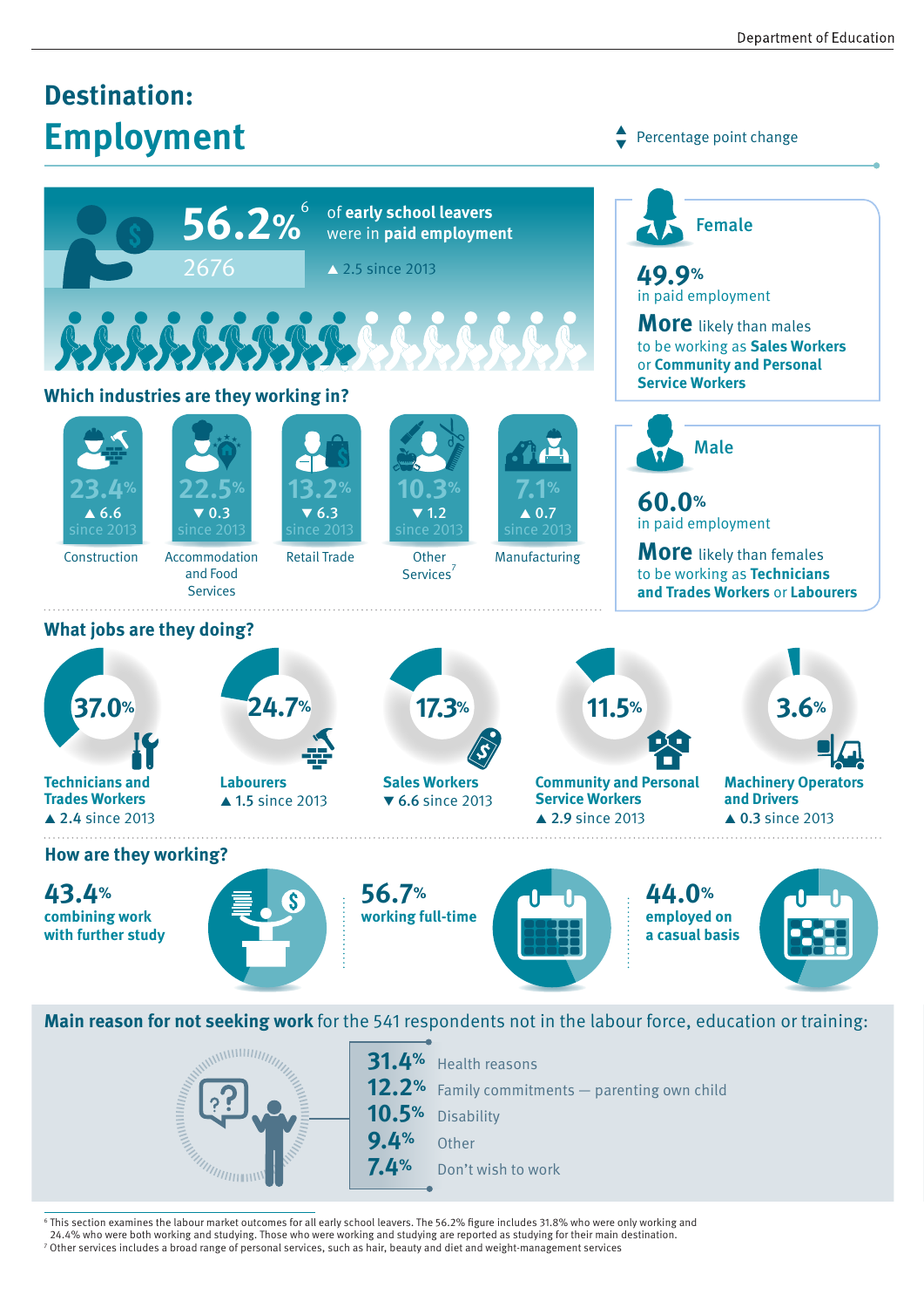# Destination: Employment

▲▼ Percentage point change

**56.2%**[6] of **early school leavers** were in **paid employment**

2676

▲ 2.5 since 2013

## Which industries are they working in?

23.4% ▲ 6.6 since 2013 — Construction

22.5% ▼ 0.3 since 2013 — Accommodation and Food Services

13.2% ▼ 6.3 since 2013 — Retail Trade

10.3% ▼ 1.2 since 2013 — Other Services[7]

7.1% ▲ 0.7 since 2013 — Manufacturing

### Female

**49.9%** in paid employment

**More** likely than males to be working as **Sales Workers** or **Community and Personal Service Workers**

### Male

**60.0%** in paid employment

**More** likely than females to be working as **Technicians and Trades Workers** or **Labourers**

## What jobs are they doing?

37.0% — **Technicians and Trades Workers** ▲ 2.4 since 2013

24.7% — **Labourers** ▲ 1.5 since 2013

17.3% — **Sales Workers** ▼ 6.6 since 2013

11.5% — **Community and Personal Service Workers** ▲ 2.9 since 2013

3.6% — **Machinery Operators and Drivers** ▲ 0.3 since 2013

## How are they working?

**43.4%** combining work with further study

**56.7%** working full-time

**44.0%** employed on a casual basis

## Main reason for not seeking work for the 541 respondents not in the labour force, education or training:

**31.4%** Health reasons

**12.2%** Family commitments — parenting own child

**10.5%** Disability

**9.4%** Other

**7.4%** Don't wish to work

[6] This section examines the labour market outcomes for all early school leavers. The 56.2% figure includes 31.8% who were only working and 24.4% who were both working and studying. Those who were working and studying are reported as studying for their main destination.

[7] Other services includes a broad range of personal services, such as hair, beauty and diet and weight-management services